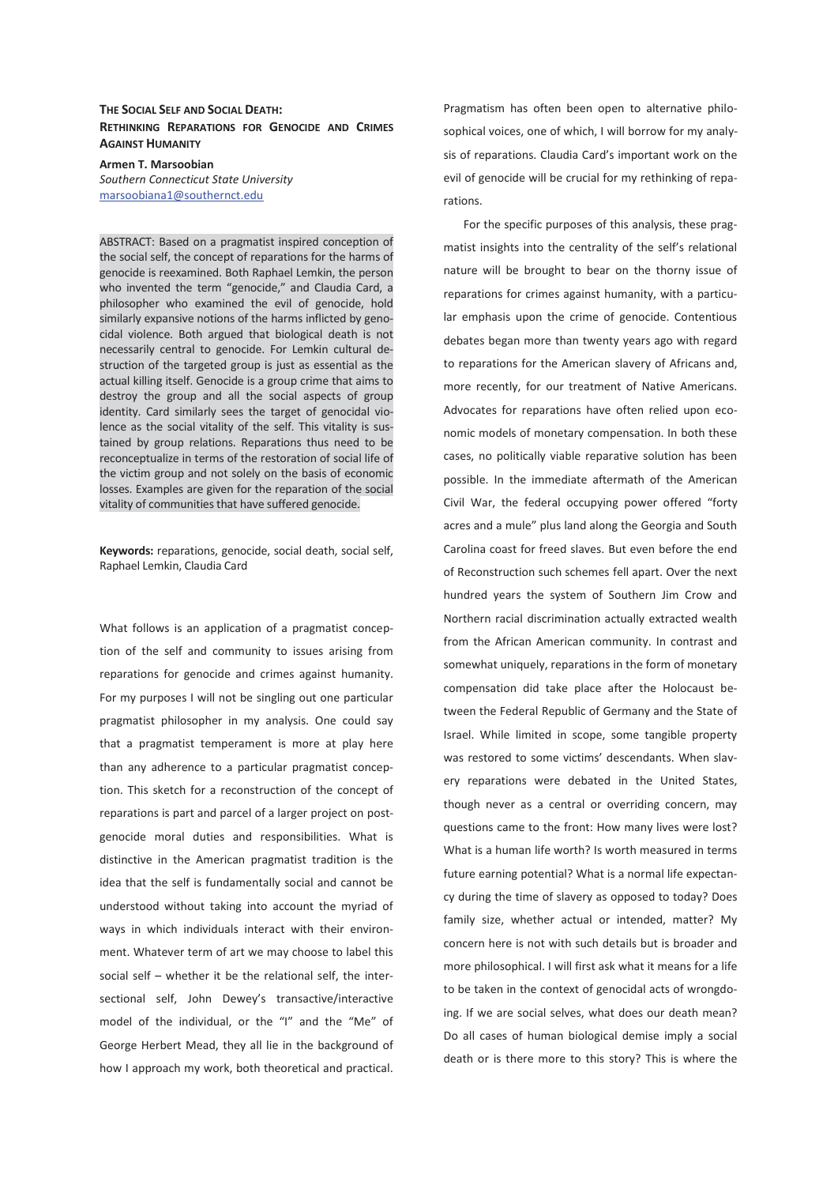# The Social Self and Social Death: Rethinking Reparations for Genocide and Crimes Against Humanity

**Armen T. Marsoobian**
*Southern Connecticut State University*
marsoobiana1@southernct.edu

ABSTRACT: Based on a pragmatist inspired conception of the social self, the concept of reparations for the harms of genocide is reexamined. Both Raphael Lemkin, the person who invented the term "genocide," and Claudia Card, a philosopher who examined the evil of genocide, hold similarly expansive notions of the harms inflicted by genocidal violence. Both argued that biological death is not necessarily central to genocide. For Lemkin cultural destruction of the targeted group is just as essential as the actual killing itself. Genocide is a group crime that aims to destroy the group and all the social aspects of group identity. Card similarly sees the target of genocidal violence as the social vitality of the self. This vitality is sustained by group relations. Reparations thus need to be reconceptualize in terms of the restoration of social life of the victim group and not solely on the basis of economic losses. Examples are given for the reparation of the social vitality of communities that have suffered genocide.

**Keywords:** reparations, genocide, social death, social self, Raphael Lemkin, Claudia Card

What follows is an application of a pragmatist conception of the self and community to issues arising from reparations for genocide and crimes against humanity. For my purposes I will not be singling out one particular pragmatist philosopher in my analysis. One could say that a pragmatist temperament is more at play here than any adherence to a particular pragmatist conception. This sketch for a reconstruction of the concept of reparations is part and parcel of a larger project on post-genocide moral duties and responsibilities. What is distinctive in the American pragmatist tradition is the idea that the self is fundamentally social and cannot be understood without taking into account the myriad of ways in which individuals interact with their environment. Whatever term of art we may choose to label this social self – whether it be the relational self, the intersectional self, John Dewey's transactive/interactive model of the individual, or the "I" and the "Me" of George Herbert Mead, they all lie in the background of how I approach my work, both theoretical and practical. Pragmatism has often been open to alternative philosophical voices, one of which, I will borrow for my analysis of reparations. Claudia Card's important work on the evil of genocide will be crucial for my rethinking of reparations.

For the specific purposes of this analysis, these pragmatist insights into the centrality of the self's relational nature will be brought to bear on the thorny issue of reparations for crimes against humanity, with a particular emphasis upon the crime of genocide. Contentious debates began more than twenty years ago with regard to reparations for the American slavery of Africans and, more recently, for our treatment of Native Americans. Advocates for reparations have often relied upon economic models of monetary compensation. In both these cases, no politically viable reparative solution has been possible. In the immediate aftermath of the American Civil War, the federal occupying power offered "forty acres and a mule" plus land along the Georgia and South Carolina coast for freed slaves. But even before the end of Reconstruction such schemes fell apart. Over the next hundred years the system of Southern Jim Crow and Northern racial discrimination actually extracted wealth from the African American community. In contrast and somewhat uniquely, reparations in the form of monetary compensation did take place after the Holocaust between the Federal Republic of Germany and the State of Israel. While limited in scope, some tangible property was restored to some victims' descendants. When slavery reparations were debated in the United States, though never as a central or overriding concern, may questions came to the front: How many lives were lost? What is a human life worth? Is worth measured in terms future earning potential? What is a normal life expectancy during the time of slavery as opposed to today? Does family size, whether actual or intended, matter? My concern here is not with such details but is broader and more philosophical. I will first ask what it means for a life to be taken in the context of genocidal acts of wrongdoing. If we are social selves, what does our death mean? Do all cases of human biological demise imply a social death or is there more to this story? This is where the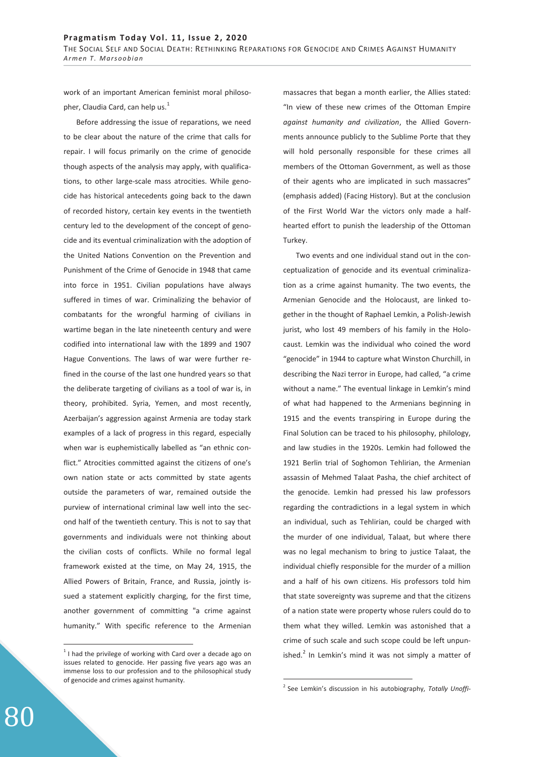work of an important American feminist moral philosopher, Claudia Card, can help us.[1]

Before addressing the issue of reparations, we need to be clear about the nature of the crime that calls for repair. I will focus primarily on the crime of genocide though aspects of the analysis may apply, with qualifications, to other large-scale mass atrocities. While genocide has historical antecedents going back to the dawn of recorded history, certain key events in the twentieth century led to the development of the concept of genocide and its eventual criminalization with the adoption of the United Nations Convention on the Prevention and Punishment of the Crime of Genocide in 1948 that came into force in 1951. Civilian populations have always suffered in times of war. Criminalizing the behavior of combatants for the wrongful harming of civilians in wartime began in the late nineteenth century and were codified into international law with the 1899 and 1907 Hague Conventions. The laws of war were further refined in the course of the last one hundred years so that the deliberate targeting of civilians as a tool of war is, in theory, prohibited. Syria, Yemen, and most recently, Azerbaijan's aggression against Armenia are today stark examples of a lack of progress in this regard, especially when war is euphemistically labelled as "an ethnic conflict." Atrocities committed against the citizens of one's own nation state or acts committed by state agents outside the parameters of war, remained outside the purview of international criminal law well into the second half of the twentieth century. This is not to say that governments and individuals were not thinking about the civilian costs of conflicts. While no formal legal framework existed at the time, on May 24, 1915, the Allied Powers of Britain, France, and Russia, jointly issued a statement explicitly charging, for the first time, another government of committing "a crime against humanity." With specific reference to the Armenian massacres that began a month earlier, the Allies stated: "In view of these new crimes of the Ottoman Empire *against humanity and civilization*, the Allied Governments announce publicly to the Sublime Porte that they will hold personally responsible for these crimes all members of the Ottoman Government, as well as those of their agents who are implicated in such massacres" (emphasis added) (Facing History). But at the conclusion of the First World War the victors only made a half-hearted effort to punish the leadership of the Ottoman Turkey.

Two events and one individual stand out in the conceptualization of genocide and its eventual criminalization as a crime against humanity. The two events, the Armenian Genocide and the Holocaust, are linked together in the thought of Raphael Lemkin, a Polish-Jewish jurist, who lost 49 members of his family in the Holocaust. Lemkin was the individual who coined the word "genocide" in 1944 to capture what Winston Churchill, in describing the Nazi terror in Europe, had called, "a crime without a name." The eventual linkage in Lemkin's mind of what had happened to the Armenians beginning in 1915 and the events transpiring in Europe during the Final Solution can be traced to his philosophy, philology, and law studies in the 1920s. Lemkin had followed the 1921 Berlin trial of Soghomon Tehlirian, the Armenian assassin of Mehmed Talaat Pasha, the chief architect of the genocide. Lemkin had pressed his law professors regarding the contradictions in a legal system in which an individual, such as Tehlirian, could be charged with the murder of one individual, Talaat, but where there was no legal mechanism to bring to justice Talaat, the individual chiefly responsible for the murder of a million and a half of his own citizens. His professors told him that state sovereignty was supreme and that the citizens of a nation state were property whose rulers could do to them what they willed. Lemkin was astonished that a crime of such scale and such scope could be left unpunished.[2] In Lemkin's mind it was not simply a matter of

[1] I had the privilege of working with Card over a decade ago on issues related to genocide. Her passing five years ago was an immense loss to our profession and to the philosophical study of genocide and crimes against humanity.

[2] See Lemkin's discussion in his autobiography, *Totally Unoffi-*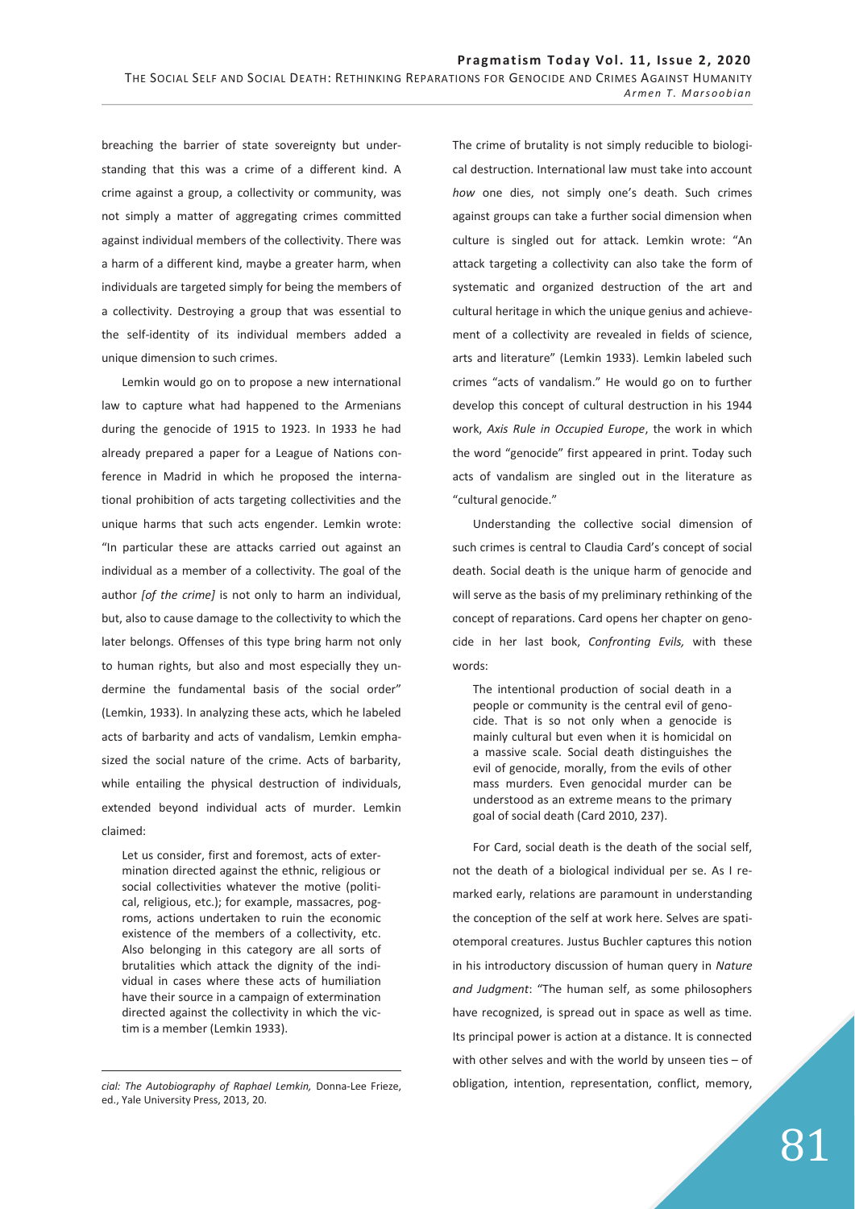breaching the barrier of state sovereignty but understanding that this was a crime of a different kind. A crime against a group, a collectivity or community, was not simply a matter of aggregating crimes committed against individual members of the collectivity. There was a harm of a different kind, maybe a greater harm, when individuals are targeted simply for being the members of a collectivity. Destroying a group that was essential to the self-identity of its individual members added a unique dimension to such crimes.

Lemkin would go on to propose a new international law to capture what had happened to the Armenians during the genocide of 1915 to 1923. In 1933 he had already prepared a paper for a League of Nations conference in Madrid in which he proposed the international prohibition of acts targeting collectivities and the unique harms that such acts engender. Lemkin wrote: "In particular these are attacks carried out against an individual as a member of a collectivity. The goal of the author *[of the crime]* is not only to harm an individual, but, also to cause damage to the collectivity to which the later belongs. Offenses of this type bring harm not only to human rights, but also and most especially they undermine the fundamental basis of the social order" (Lemkin, 1933). In analyzing these acts, which he labeled acts of barbarity and acts of vandalism, Lemkin emphasized the social nature of the crime. Acts of barbarity, while entailing the physical destruction of individuals, extended beyond individual acts of murder. Lemkin claimed:

> Let us consider, first and foremost, acts of extermination directed against the ethnic, religious or social collectivities whatever the motive (political, religious, etc.); for example, massacres, pogroms, actions undertaken to ruin the economic existence of the members of a collectivity, etc. Also belonging in this category are all sorts of brutalities which attack the dignity of the individual in cases where these acts of humiliation have their source in a campaign of extermination directed against the collectivity in which the victim is a member (Lemkin 1933).

The crime of brutality is not simply reducible to biological destruction. International law must take into account *how* one dies, not simply one's death. Such crimes against groups can take a further social dimension when culture is singled out for attack. Lemkin wrote: "An attack targeting a collectivity can also take the form of systematic and organized destruction of the art and cultural heritage in which the unique genius and achievement of a collectivity are revealed in fields of science, arts and literature" (Lemkin 1933). Lemkin labeled such crimes "acts of vandalism." He would go on to further develop this concept of cultural destruction in his 1944 work, *Axis Rule in Occupied Europe*, the work in which the word "genocide" first appeared in print. Today such acts of vandalism are singled out in the literature as "cultural genocide."

Understanding the collective social dimension of such crimes is central to Claudia Card's concept of social death. Social death is the unique harm of genocide and will serve as the basis of my preliminary rethinking of the concept of reparations. Card opens her chapter on genocide in her last book, *Confronting Evils,* with these words:

> The intentional production of social death in a people or community is the central evil of genocide. That is so not only when a genocide is mainly cultural but even when it is homicidal on a massive scale. Social death distinguishes the evil of genocide, morally, from the evils of other mass murders. Even genocidal murder can be understood as an extreme means to the primary goal of social death (Card 2010, 237).

For Card, social death is the death of the social self, not the death of a biological individual per se. As I remarked early, relations are paramount in understanding the conception of the self at work here. Selves are spatiotemporal creatures. Justus Buchler captures this notion in his introductory discussion of human query in *Nature and Judgment*: "The human self, as some philosophers have recognized, is spread out in space as well as time. Its principal power is action at a distance. It is connected with other selves and with the world by unseen ties – of obligation, intention, representation, conflict, memory,

*cial: The Autobiography of Raphael Lemkin,* Donna-Lee Frieze, ed., Yale University Press, 2013, 20.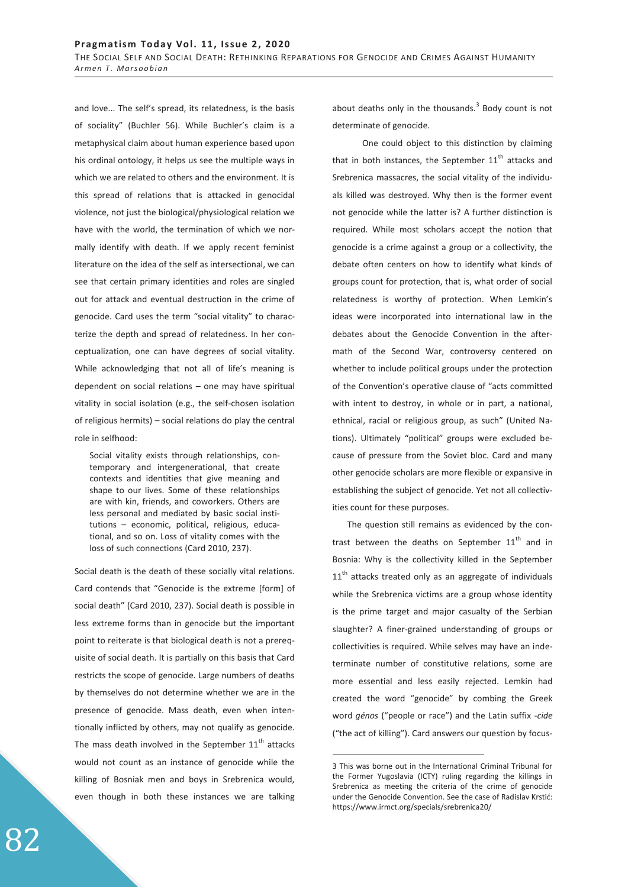and love... The self's spread, its relatedness, is the basis of sociality" (Buchler 56). While Buchler's claim is a metaphysical claim about human experience based upon his ordinal ontology, it helps us see the multiple ways in which we are related to others and the environment. It is this spread of relations that is attacked in genocidal violence, not just the biological/physiological relation we have with the world, the termination of which we normally identify with death. If we apply recent feminist literature on the idea of the self as intersectional, we can see that certain primary identities and roles are singled out for attack and eventual destruction in the crime of genocide. Card uses the term "social vitality" to characterize the depth and spread of relatedness. In her conceptualization, one can have degrees of social vitality. While acknowledging that not all of life's meaning is dependent on social relations – one may have spiritual vitality in social isolation (e.g., the self-chosen isolation of religious hermits) – social relations do play the central role in selfhood:

> Social vitality exists through relationships, contemporary and intergenerational, that create contexts and identities that give meaning and shape to our lives. Some of these relationships are with kin, friends, and coworkers. Others are less personal and mediated by basic social institutions – economic, political, religious, educational, and so on. Loss of vitality comes with the loss of such connections (Card 2010, 237).

Social death is the death of these socially vital relations. Card contends that "Genocide is the extreme [form] of social death" (Card 2010, 237). Social death is possible in less extreme forms than in genocide but the important point to reiterate is that biological death is not a prerequisite of social death. It is partially on this basis that Card restricts the scope of genocide. Large numbers of deaths by themselves do not determine whether we are in the presence of genocide. Mass death, even when intentionally inflicted by others, may not qualify as genocide. The mass death involved in the September 11th attacks would not count as an instance of genocide while the killing of Bosniak men and boys in Srebrenica would, even though in both these instances we are talking about deaths only in the thousands.[3] Body count is not determinate of genocide.

One could object to this distinction by claiming that in both instances, the September 11th attacks and Srebrenica massacres, the social vitality of the individuals killed was destroyed. Why then is the former event not genocide while the latter is? A further distinction is required. While most scholars accept the notion that genocide is a crime against a group or a collectivity, the debate often centers on how to identify what kinds of groups count for protection, that is, what order of social relatedness is worthy of protection. When Lemkin's ideas were incorporated into international law in the debates about the Genocide Convention in the aftermath of the Second War, controversy centered on whether to include political groups under the protection of the Convention's operative clause of "acts committed with intent to destroy, in whole or in part, a national, ethnical, racial or religious group, as such" (United Nations). Ultimately "political" groups were excluded because of pressure from the Soviet bloc. Card and many other genocide scholars are more flexible or expansive in establishing the subject of genocide. Yet not all collectivities count for these purposes.

The question still remains as evidenced by the contrast between the deaths on September 11th and in Bosnia: Why is the collectivity killed in the September 11th attacks treated only as an aggregate of individuals while the Srebrenica victims are a group whose identity is the prime target and major casualty of the Serbian slaughter? A finer-grained understanding of groups or collectivities is required. While selves may have an indeterminate number of constitutive relations, some are more essential and less easily rejected. Lemkin had created the word "genocide" by combing the Greek word *génos* ("people or race") and the Latin suffix *-cide* ("the act of killing"). Card answers our question by focus-

---

3 This was borne out in the International Criminal Tribunal for the Former Yugoslavia (ICTY) ruling regarding the killings in Srebrenica as meeting the criteria of the crime of genocide under the Genocide Convention. See the case of Radislav Krstić: https://www.irmct.org/specials/srebrenica20/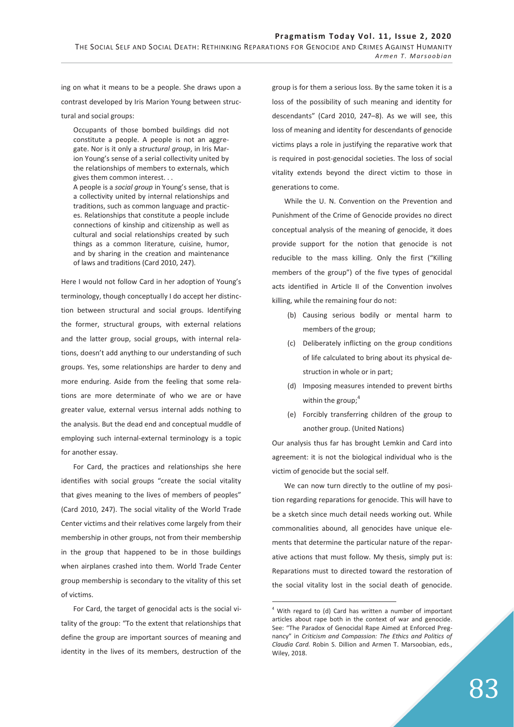ing on what it means to be a people. She draws upon a contrast developed by Iris Marion Young between structural and social groups:

> Occupants of those bombed buildings did not constitute a people. A people is not an aggregate. Nor is it only a *structural group*, in Iris Marion Young's sense of a serial collectivity united by the relationships of members to externals, which gives them common interest. . .
>
> A people is a *social group* in Young's sense, that is a collectivity united by internal relationships and traditions, such as common language and practices. Relationships that constitute a people include connections of kinship and citizenship as well as cultural and social relationships created by such things as a common literature, cuisine, humor, and by sharing in the creation and maintenance of laws and traditions (Card 2010, 247).

Here I would not follow Card in her adoption of Young's terminology, though conceptually I do accept her distinction between structural and social groups. Identifying the former, structural groups, with external relations and the latter group, social groups, with internal relations, doesn't add anything to our understanding of such groups. Yes, some relationships are harder to deny and more enduring. Aside from the feeling that some relations are more determinate of who we are or have greater value, external versus internal adds nothing to the analysis. But the dead end and conceptual muddle of employing such internal-external terminology is a topic for another essay.

For Card, the practices and relationships she here identifies with social groups "create the social vitality that gives meaning to the lives of members of peoples" (Card 2010, 247). The social vitality of the World Trade Center victims and their relatives come largely from their membership in other groups, not from their membership in the group that happened to be in those buildings when airplanes crashed into them. World Trade Center group membership is secondary to the vitality of this set of victims.

For Card, the target of genocidal acts is the social vitality of the group: "To the extent that relationships that define the group are important sources of meaning and identity in the lives of its members, destruction of the group is for them a serious loss. By the same token it is a loss of the possibility of such meaning and identity for descendants" (Card 2010, 247–8). As we will see, this loss of meaning and identity for descendants of genocide victims plays a role in justifying the reparative work that is required in post-genocidal societies. The loss of social vitality extends beyond the direct victim to those in generations to come.

While the U. N. Convention on the Prevention and Punishment of the Crime of Genocide provides no direct conceptual analysis of the meaning of genocide, it does provide support for the notion that genocide is not reducible to the mass killing. Only the first ("Killing members of the group") of the five types of genocidal acts identified in Article II of the Convention involves killing, while the remaining four do not:

- (b) Causing serious bodily or mental harm to members of the group;
- (c) Deliberately inflicting on the group conditions of life calculated to bring about its physical destruction in whole or in part;
- (d) Imposing measures intended to prevent births within the group;[4]
- (e) Forcibly transferring children of the group to another group. (United Nations)

Our analysis thus far has brought Lemkin and Card into agreement: it is not the biological individual who is the victim of genocide but the social self.

We can now turn directly to the outline of my position regarding reparations for genocide. This will have to be a sketch since much detail needs working out. While commonalities abound, all genocides have unique elements that determine the particular nature of the reparative actions that must follow. My thesis, simply put is: Reparations must to directed toward the restoration of the social vitality lost in the social death of genocide.

[4] With regard to (d) Card has written a number of important articles about rape both in the context of war and genocide. See: "The Paradox of Genocidal Rape Aimed at Enforced Pregnancy" in *Criticism and Compassion: The Ethics and Politics of Claudia Card.* Robin S. Dillion and Armen T. Marsoobian, eds., Wiley, 2018.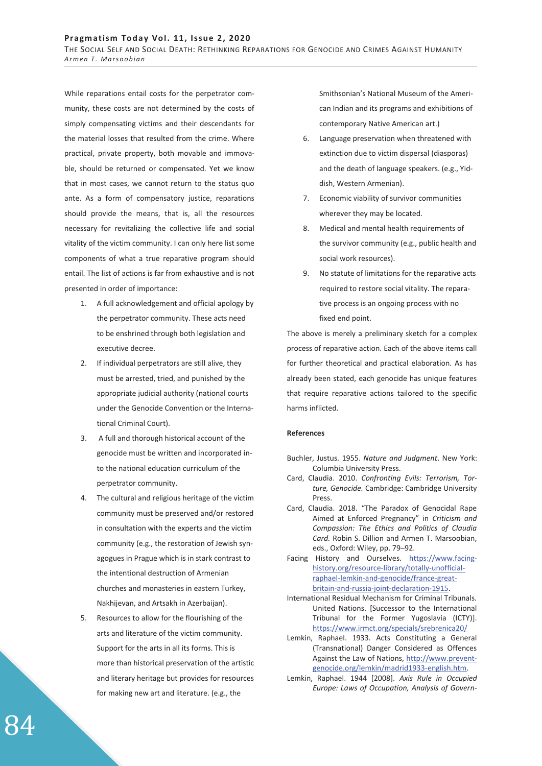While reparations entail costs for the perpetrator community, these costs are not determined by the costs of simply compensating victims and their descendants for the material losses that resulted from the crime. Where practical, private property, both movable and immovable, should be returned or compensated. Yet we know that in most cases, we cannot return to the status quo ante. As a form of compensatory justice, reparations should provide the means, that is, all the resources necessary for revitalizing the collective life and social vitality of the victim community. I can only here list some components of what a true reparative program should entail. The list of actions is far from exhaustive and is not presented in order of importance:

1. A full acknowledgement and official apology by the perpetrator community. These acts need to be enshrined through both legislation and executive decree.
2. If individual perpetrators are still alive, they must be arrested, tried, and punished by the appropriate judicial authority (national courts under the Genocide Convention or the International Criminal Court).
3. A full and thorough historical account of the genocide must be written and incorporated into the national education curriculum of the perpetrator community.
4. The cultural and religious heritage of the victim community must be preserved and/or restored in consultation with the experts and the victim community (e.g., the restoration of Jewish synagogues in Prague which is in stark contrast to the intentional destruction of Armenian churches and monasteries in eastern Turkey, Nakhijevan, and Artsakh in Azerbaijan).
5. Resources to allow for the flourishing of the arts and literature of the victim community. Support for the arts in all its forms. This is more than historical preservation of the artistic and literary heritage but provides for resources for making new art and literature. (e.g., the Smithsonian's National Museum of the American Indian and its programs and exhibitions of contemporary Native American art.)
6. Language preservation when threatened with extinction due to victim dispersal (diasporas) and the death of language speakers. (e.g., Yiddish, Western Armenian).
7. Economic viability of survivor communities wherever they may be located.
8. Medical and mental health requirements of the survivor community (e.g., public health and social work resources).
9. No statute of limitations for the reparative acts required to restore social vitality. The reparative process is an ongoing process with no fixed end point.

The above is merely a preliminary sketch for a complex process of reparative action. Each of the above items call for further theoretical and practical elaboration. As has already been stated, each genocide has unique features that require reparative actions tailored to the specific harms inflicted.

**References**

Buchler, Justus. 1955. *Nature and Judgment*. New York: Columbia University Press.

Card, Claudia. 2010. *Confronting Evils: Terrorism, Torture, Genocide.* Cambridge: Cambridge University Press.

Card, Claudia. 2018. "The Paradox of Genocidal Rape Aimed at Enforced Pregnancy" in *Criticism and Compassion: The Ethics and Politics of Claudia Card.* Robin S. Dillion and Armen T. Marsoobian, eds., Oxford: Wiley, pp. 79–92.

Facing History and Ourselves. https://www.facinghistory.org/resource-library/totally-unofficial-raphael-lemkin-and-genocide/france-great-britain-and-russia-joint-declaration-1915.

International Residual Mechanism for Criminal Tribunals. United Nations. [Successor to the International Tribunal for the Former Yugoslavia (ICTY)]. https://www.irmct.org/specials/srebrenica20/

Lemkin, Raphael. 1933. Acts Constituting a General (Transnational) Danger Considered as Offences Against the Law of Nations, http://www.prevent-genocide.org/lemkin/madrid1933-english.htm.

Lemkin, Raphael. 1944 [2008]. *Axis Rule in Occupied Europe: Laws of Occupation, Analysis of Govern-*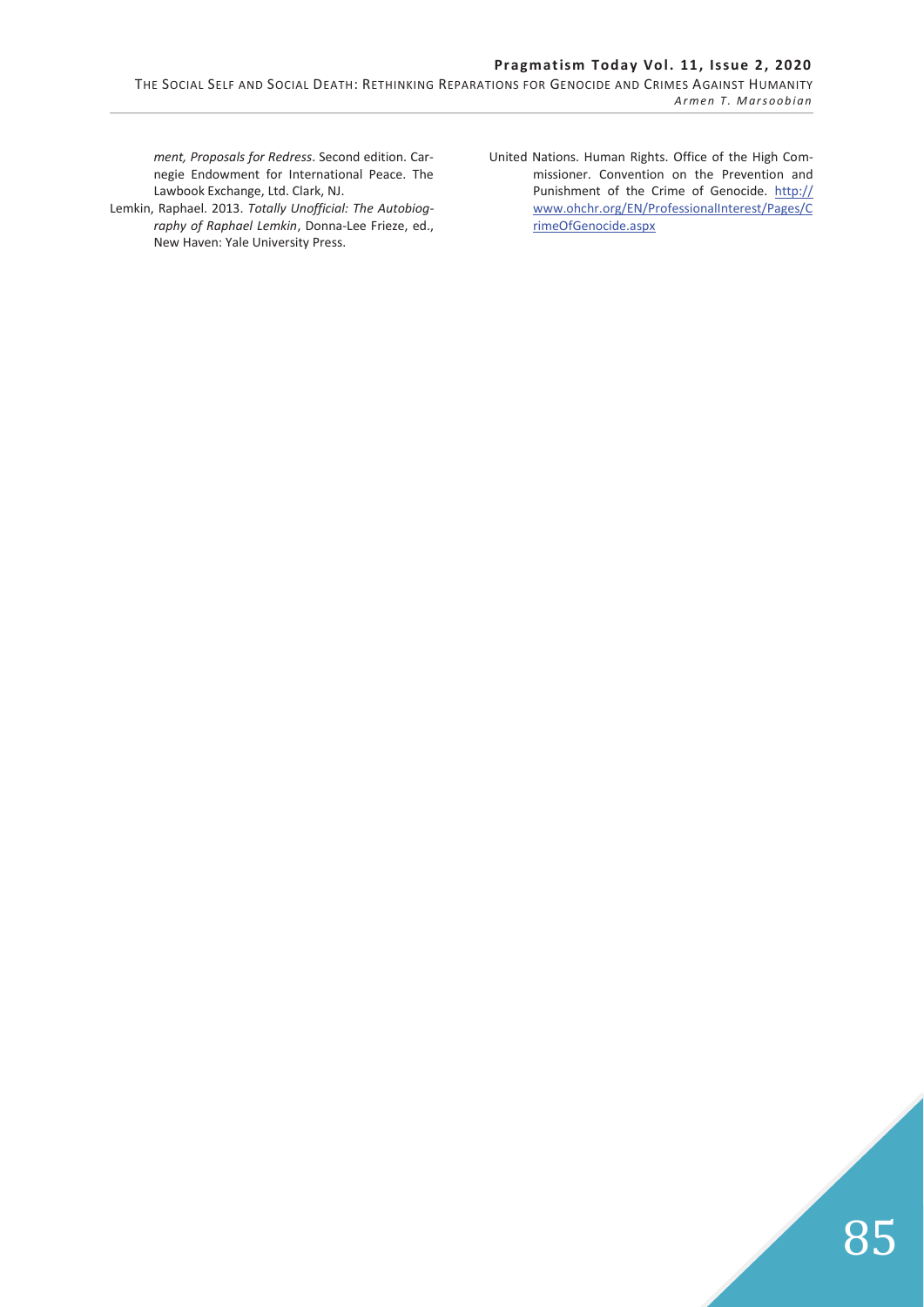*ment, Proposals for Redress*. Second edition. Carnegie Endowment for International Peace. The Lawbook Exchange, Ltd. Clark, NJ.

Lemkin, Raphael. 2013. *Totally Unofficial: The Autobiography of Raphael Lemkin*, Donna-Lee Frieze, ed., New Haven: Yale University Press.

United Nations. Human Rights. Office of the High Commissioner. Convention on the Prevention and Punishment of the Crime of Genocide. http://www.ohchr.org/EN/ProfessionalInterest/Pages/CrimeOfGenocide.aspx